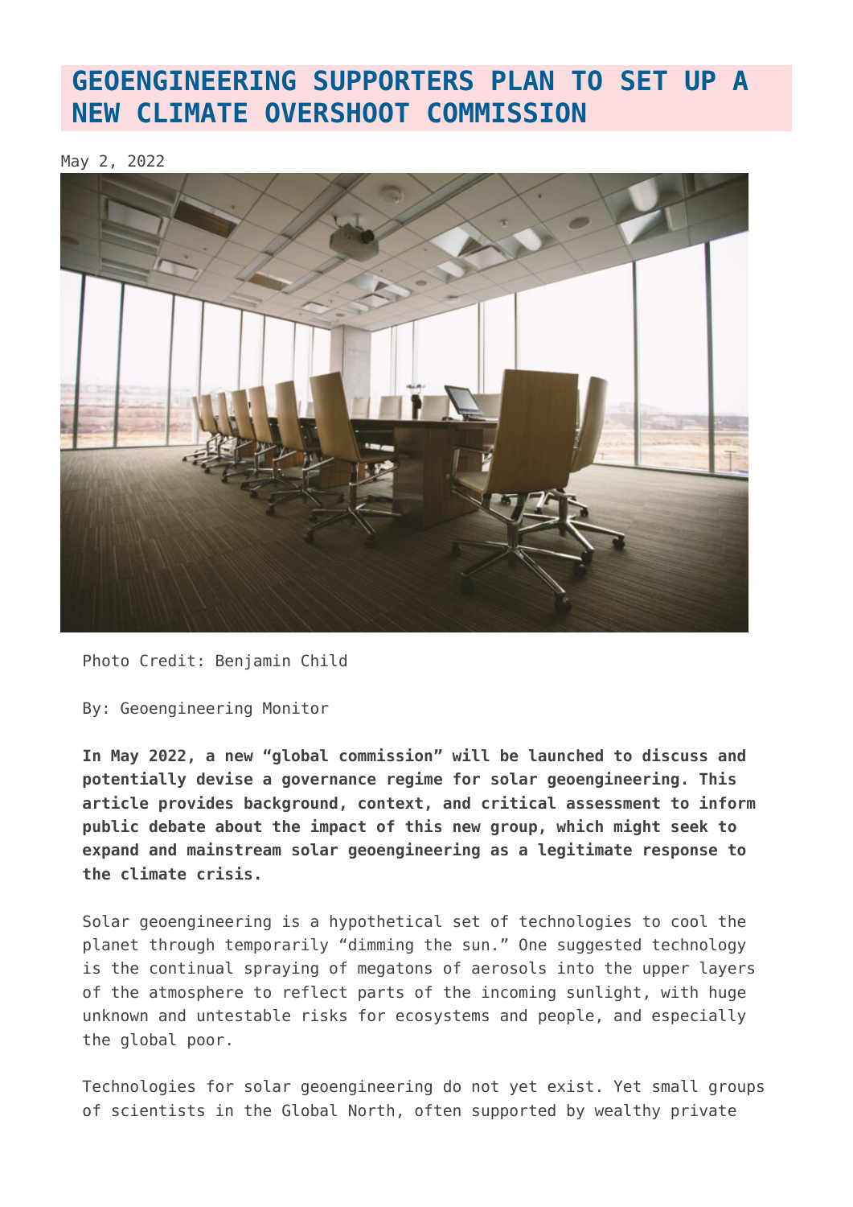# GEOENGINEERING SUPPORTERS PLAN TO SET UP A NEW CLIMATE OVERSHOOT COMMISSION

May 2, 2022

Photo Credit: Benjamin Child

By: Geoengineering Monitor

**In May 2022, a new "global commission" will be launched to discuss and potentially devise a governance regime for solar geoengineering. This article provides background, context, and critical assessment to inform public debate about the impact of this new group, which might seek to expand and mainstream solar geoengineering as a legitimate response to the climate crisis.**

Solar geoengineering is a hypothetical set of technologies to cool the planet through temporarily "dimming the sun." One suggested technology is the continual spraying of megatons of aerosols into the upper layers of the atmosphere to reflect parts of the incoming sunlight, with huge unknown and untestable risks for ecosystems and people, and especially the global poor.

Technologies for solar geoengineering do not yet exist. Yet small groups of scientists in the Global North, often supported by wealthy private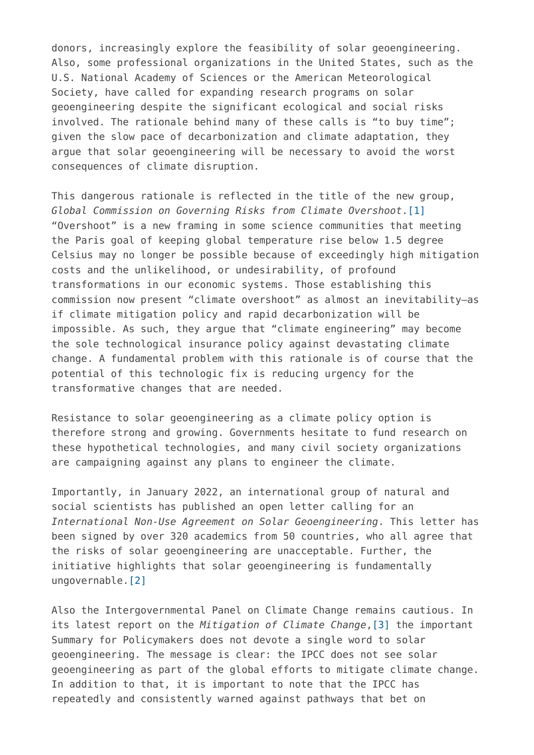donors, increasingly explore the feasibility of solar geoengineering. Also, some professional organizations in the United States, such as the U.S. National Academy of Sciences or the American Meteorological Society, have called for expanding research programs on solar geoengineering despite the significant ecological and social risks involved. The rationale behind many of these calls is "to buy time"; given the slow pace of decarbonization and climate adaptation, they argue that solar geoengineering will be necessary to avoid the worst consequences of climate disruption.

This dangerous rationale is reflected in the title of the new group, *Global Commission on Governing Risks from Climate Overshoot*.[1] "Overshoot" is a new framing in some science communities that meeting the Paris goal of keeping global temperature rise below 1.5 degree Celsius may no longer be possible because of exceedingly high mitigation costs and the unlikelihood, or undesirability, of profound transformations in our economic systems. Those establishing this commission now present "climate overshoot" as almost an inevitability—as if climate mitigation policy and rapid decarbonization will be impossible. As such, they argue that "climate engineering" may become the sole technological insurance policy against devastating climate change. A fundamental problem with this rationale is of course that the potential of this technologic fix is reducing urgency for the transformative changes that are needed.

Resistance to solar geoengineering as a climate policy option is therefore strong and growing. Governments hesitate to fund research on these hypothetical technologies, and many civil society organizations are campaigning against any plans to engineer the climate.

Importantly, in January 2022, an international group of natural and social scientists has published an open letter calling for an *International Non-Use Agreement on Solar Geoengineering*. This letter has been signed by over 320 academics from 50 countries, who all agree that the risks of solar geoengineering are unacceptable. Further, the initiative highlights that solar geoengineering is fundamentally ungovernable.[2]

Also the Intergovernmental Panel on Climate Change remains cautious. In its latest report on the *Mitigation of Climate Change*,[3] the important Summary for Policymakers does not devote a single word to solar geoengineering. The message is clear: the IPCC does not see solar geoengineering as part of the global efforts to mitigate climate change. In addition to that, it is important to note that the IPCC has repeatedly and consistently warned against pathways that bet on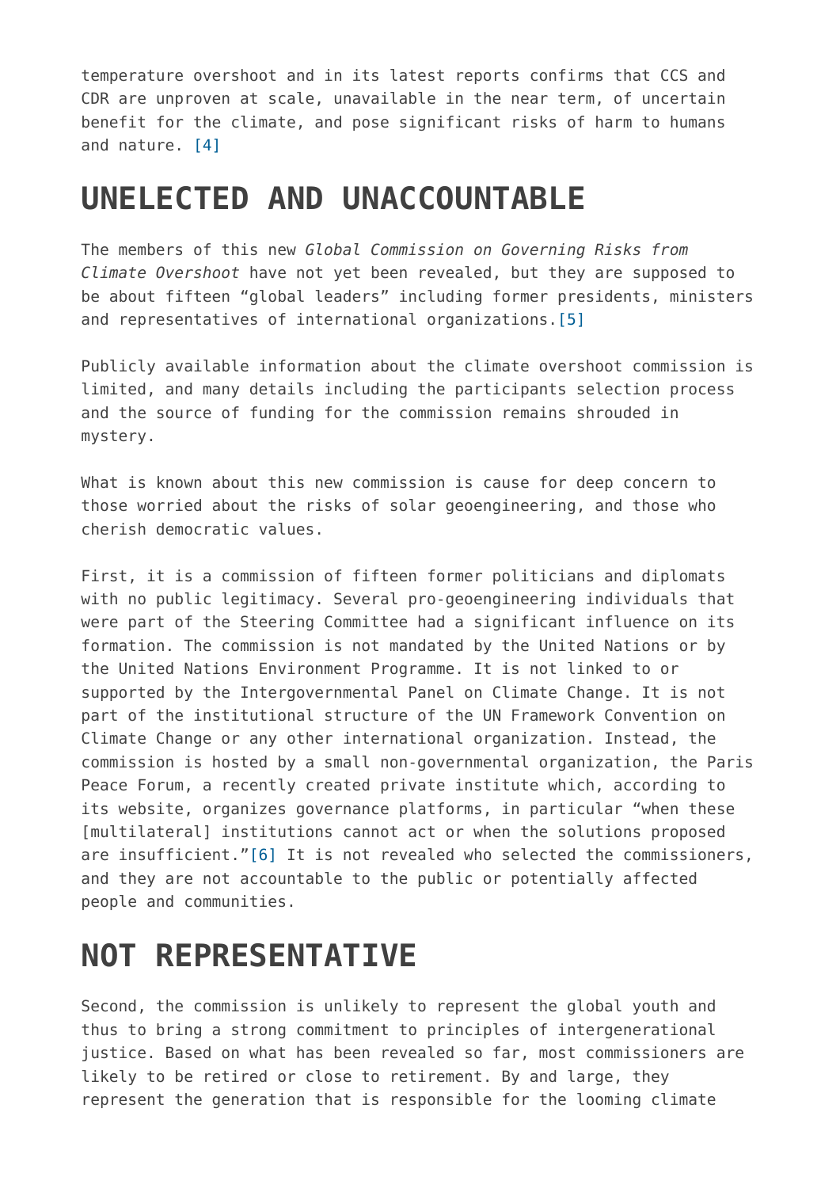temperature overshoot and in its latest reports confirms that CCS and CDR are unproven at scale, unavailable in the near term, of uncertain benefit for the climate, and pose significant risks of harm to humans and nature. [4]

## UNELECTED AND UNACCOUNTABLE

The members of this new *Global Commission on Governing Risks from Climate Overshoot* have not yet been revealed, but they are supposed to be about fifteen "global leaders" including former presidents, ministers and representatives of international organizations.[5]

Publicly available information about the climate overshoot commission is limited, and many details including the participants selection process and the source of funding for the commission remains shrouded in mystery.

What is known about this new commission is cause for deep concern to those worried about the risks of solar geoengineering, and those who cherish democratic values.

First, it is a commission of fifteen former politicians and diplomats with no public legitimacy. Several pro-geoengineering individuals that were part of the Steering Committee had a significant influence on its formation. The commission is not mandated by the United Nations or by the United Nations Environment Programme. It is not linked to or supported by the Intergovernmental Panel on Climate Change. It is not part of the institutional structure of the UN Framework Convention on Climate Change or any other international organization. Instead, the commission is hosted by a small non-governmental organization, the Paris Peace Forum, a recently created private institute which, according to its website, organizes governance platforms, in particular "when these [multilateral] institutions cannot act or when the solutions proposed are insufficient."[6] It is not revealed who selected the commissioners, and they are not accountable to the public or potentially affected people and communities.

## NOT REPRESENTATIVE

Second, the commission is unlikely to represent the global youth and thus to bring a strong commitment to principles of intergenerational justice. Based on what has been revealed so far, most commissioners are likely to be retired or close to retirement. By and large, they represent the generation that is responsible for the looming climate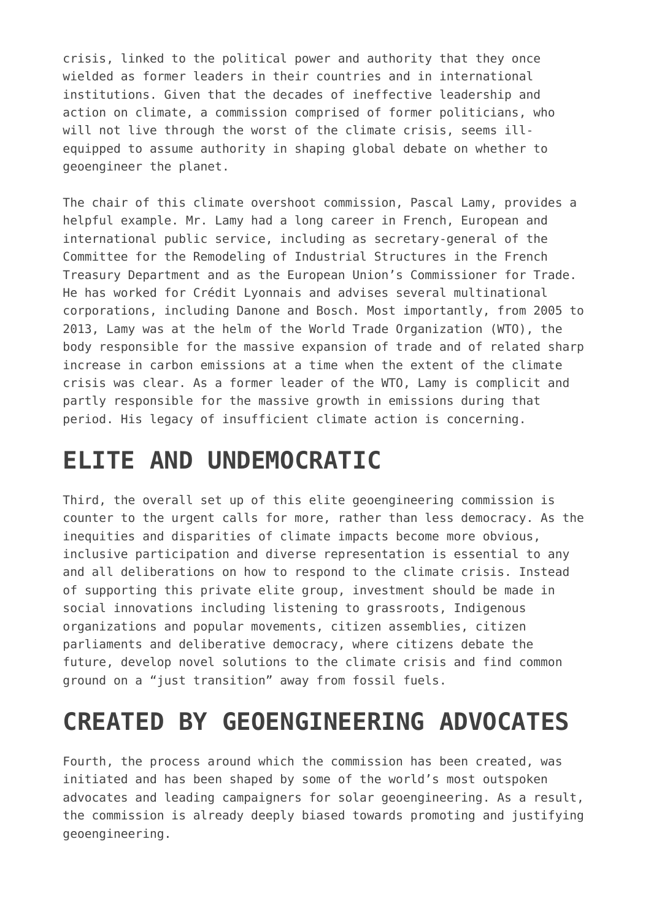crisis, linked to the political power and authority that they once wielded as former leaders in their countries and in international institutions. Given that the decades of ineffective leadership and action on climate, a commission comprised of former politicians, who will not live through the worst of the climate crisis, seems ill-equipped to assume authority in shaping global debate on whether to geoengineer the planet.

The chair of this climate overshoot commission, Pascal Lamy, provides a helpful example. Mr. Lamy had a long career in French, European and international public service, including as secretary-general of the Committee for the Remodeling of Industrial Structures in the French Treasury Department and as the European Union's Commissioner for Trade. He has worked for Crédit Lyonnais and advises several multinational corporations, including Danone and Bosch. Most importantly, from 2005 to 2013, Lamy was at the helm of the World Trade Organization (WTO), the body responsible for the massive expansion of trade and of related sharp increase in carbon emissions at a time when the extent of the climate crisis was clear. As a former leader of the WTO, Lamy is complicit and partly responsible for the massive growth in emissions during that period. His legacy of insufficient climate action is concerning.

## ELITE AND UNDEMOCRATIC

Third, the overall set up of this elite geoengineering commission is counter to the urgent calls for more, rather than less democracy. As the inequities and disparities of climate impacts become more obvious, inclusive participation and diverse representation is essential to any and all deliberations on how to respond to the climate crisis. Instead of supporting this private elite group, investment should be made in social innovations including listening to grassroots, Indigenous organizations and popular movements, citizen assemblies, citizen parliaments and deliberative democracy, where citizens debate the future, develop novel solutions to the climate crisis and find common ground on a "just transition" away from fossil fuels.

## CREATED BY GEOENGINEERING ADVOCATES

Fourth, the process around which the commission has been created, was initiated and has been shaped by some of the world's most outspoken advocates and leading campaigners for solar geoengineering. As a result, the commission is already deeply biased towards promoting and justifying geoengineering.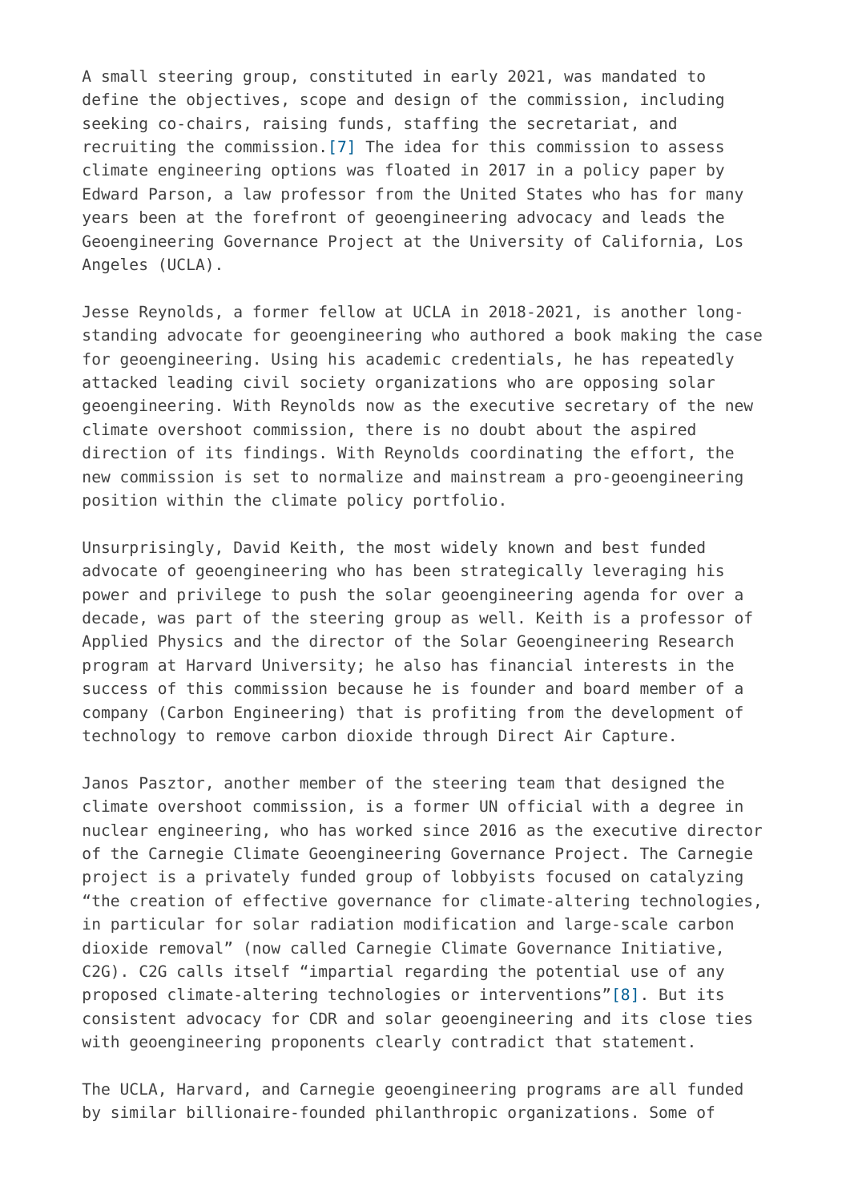A small steering group, constituted in early 2021, was mandated to define the objectives, scope and design of the commission, including seeking co-chairs, raising funds, staffing the secretariat, and recruiting the commission.[7] The idea for this commission to assess climate engineering options was floated in 2017 in a policy paper by Edward Parson, a law professor from the United States who has for many years been at the forefront of geoengineering advocacy and leads the Geoengineering Governance Project at the University of California, Los Angeles (UCLA).

Jesse Reynolds, a former fellow at UCLA in 2018-2021, is another long-standing advocate for geoengineering who authored a book making the case for geoengineering. Using his academic credentials, he has repeatedly attacked leading civil society organizations who are opposing solar geoengineering. With Reynolds now as the executive secretary of the new climate overshoot commission, there is no doubt about the aspired direction of its findings. With Reynolds coordinating the effort, the new commission is set to normalize and mainstream a pro-geoengineering position within the climate policy portfolio.

Unsurprisingly, David Keith, the most widely known and best funded advocate of geoengineering who has been strategically leveraging his power and privilege to push the solar geoengineering agenda for over a decade, was part of the steering group as well. Keith is a professor of Applied Physics and the director of the Solar Geoengineering Research program at Harvard University; he also has financial interests in the success of this commission because he is founder and board member of a company (Carbon Engineering) that is profiting from the development of technology to remove carbon dioxide through Direct Air Capture.

Janos Pasztor, another member of the steering team that designed the climate overshoot commission, is a former UN official with a degree in nuclear engineering, who has worked since 2016 as the executive director of the Carnegie Climate Geoengineering Governance Project. The Carnegie project is a privately funded group of lobbyists focused on catalyzing "the creation of effective governance for climate-altering technologies, in particular for solar radiation modification and large-scale carbon dioxide removal" (now called Carnegie Climate Governance Initiative, C2G). C2G calls itself "impartial regarding the potential use of any proposed climate-altering technologies or interventions"[8]. But its consistent advocacy for CDR and solar geoengineering and its close ties with geoengineering proponents clearly contradict that statement.

The UCLA, Harvard, and Carnegie geoengineering programs are all funded by similar billionaire-founded philanthropic organizations. Some of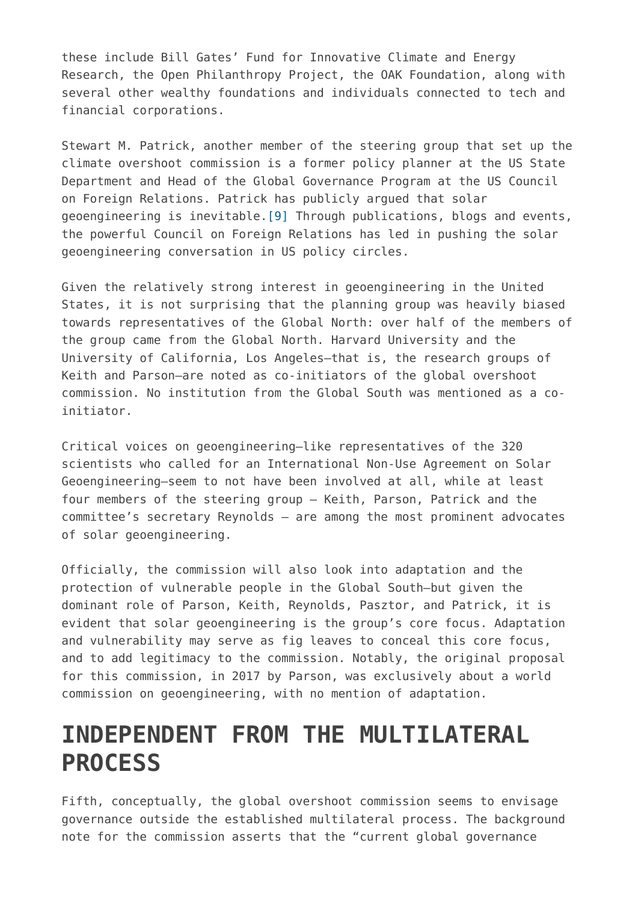these include Bill Gates' Fund for Innovative Climate and Energy Research, the Open Philanthropy Project, the OAK Foundation, along with several other wealthy foundations and individuals connected to tech and financial corporations.

Stewart M. Patrick, another member of the steering group that set up the climate overshoot commission is a former policy planner at the US State Department and Head of the Global Governance Program at the US Council on Foreign Relations. Patrick has publicly argued that solar geoengineering is inevitable.[9] Through publications, blogs and events, the powerful Council on Foreign Relations has led in pushing the solar geoengineering conversation in US policy circles.

Given the relatively strong interest in geoengineering in the United States, it is not surprising that the planning group was heavily biased towards representatives of the Global North: over half of the members of the group came from the Global North. Harvard University and the University of California, Los Angeles—that is, the research groups of Keith and Parson—are noted as co-initiators of the global overshoot commission. No institution from the Global South was mentioned as a co-initiator.

Critical voices on geoengineering—like representatives of the 320 scientists who called for an International Non-Use Agreement on Solar Geoengineering—seem to not have been involved at all, while at least four members of the steering group – Keith, Parson, Patrick and the committee's secretary Reynolds – are among the most prominent advocates of solar geoengineering.

Officially, the commission will also look into adaptation and the protection of vulnerable people in the Global South—but given the dominant role of Parson, Keith, Reynolds, Pasztor, and Patrick, it is evident that solar geoengineering is the group's core focus. Adaptation and vulnerability may serve as fig leaves to conceal this core focus, and to add legitimacy to the commission. Notably, the original proposal for this commission, in 2017 by Parson, was exclusively about a world commission on geoengineering, with no mention of adaptation.

## INDEPENDENT FROM THE MULTILATERAL PROCESS

Fifth, conceptually, the global overshoot commission seems to envisage governance outside the established multilateral process. The background note for the commission asserts that the "current global governance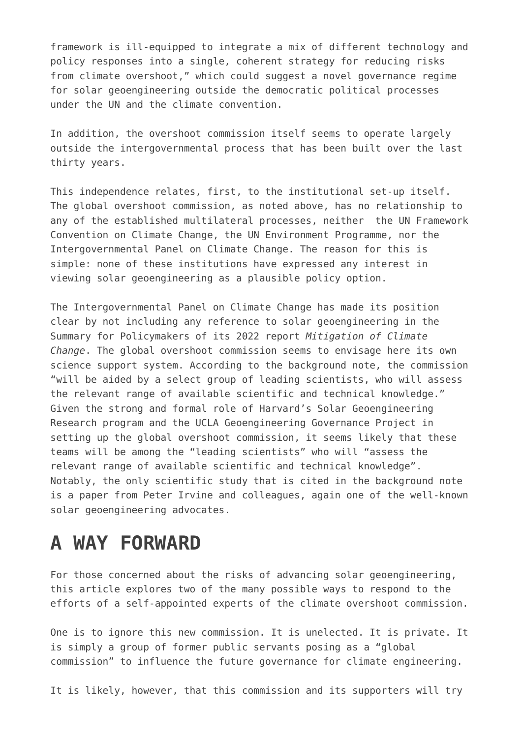framework is ill-equipped to integrate a mix of different technology and policy responses into a single, coherent strategy for reducing risks from climate overshoot," which could suggest a novel governance regime for solar geoengineering outside the democratic political processes under the UN and the climate convention.

In addition, the overshoot commission itself seems to operate largely outside the intergovernmental process that has been built over the last thirty years.

This independence relates, first, to the institutional set-up itself. The global overshoot commission, as noted above, has no relationship to any of the established multilateral processes, neither the UN Framework Convention on Climate Change, the UN Environment Programme, nor the Intergovernmental Panel on Climate Change. The reason for this is simple: none of these institutions have expressed any interest in viewing solar geoengineering as a plausible policy option.

The Intergovernmental Panel on Climate Change has made its position clear by not including any reference to solar geoengineering in the Summary for Policymakers of its 2022 report *Mitigation of Climate Change*. The global overshoot commission seems to envisage here its own science support system. According to the background note, the commission "will be aided by a select group of leading scientists, who will assess the relevant range of available scientific and technical knowledge." Given the strong and formal role of Harvard's Solar Geoengineering Research program and the UCLA Geoengineering Governance Project in setting up the global overshoot commission, it seems likely that these teams will be among the "leading scientists" who will "assess the relevant range of available scientific and technical knowledge". Notably, the only scientific study that is cited in the background note is a paper from Peter Irvine and colleagues, again one of the well-known solar geoengineering advocates.

## A WAY FORWARD

For those concerned about the risks of advancing solar geoengineering, this article explores two of the many possible ways to respond to the efforts of a self-appointed experts of the climate overshoot commission.

One is to ignore this new commission. It is unelected. It is private. It is simply a group of former public servants posing as a "global commission" to influence the future governance for climate engineering.

It is likely, however, that this commission and its supporters will try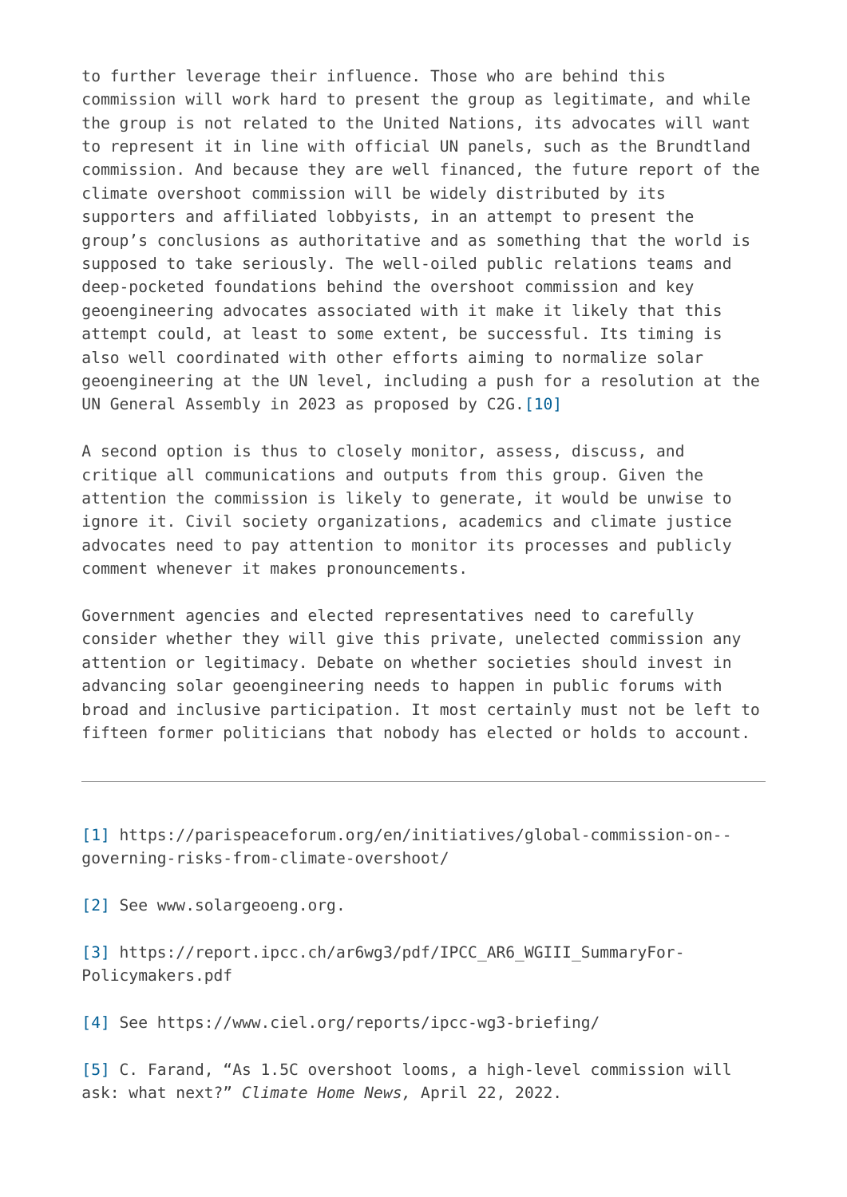to further leverage their influence. Those who are behind this commission will work hard to present the group as legitimate, and while the group is not related to the United Nations, its advocates will want to represent it in line with official UN panels, such as the Brundtland commission. And because they are well financed, the future report of the climate overshoot commission will be widely distributed by its supporters and affiliated lobbyists, in an attempt to present the group's conclusions as authoritative and as something that the world is supposed to take seriously. The well-oiled public relations teams and deep-pocketed foundations behind the overshoot commission and key geoengineering advocates associated with it make it likely that this attempt could, at least to some extent, be successful. Its timing is also well coordinated with other efforts aiming to normalize solar geoengineering at the UN level, including a push for a resolution at the UN General Assembly in 2023 as proposed by C2G.[10]

A second option is thus to closely monitor, assess, discuss, and critique all communications and outputs from this group. Given the attention the commission is likely to generate, it would be unwise to ignore it. Civil society organizations, academics and climate justice advocates need to pay attention to monitor its processes and publicly comment whenever it makes pronouncements.

Government agencies and elected representatives need to carefully consider whether they will give this private, unelected commission any attention or legitimacy. Debate on whether societies should invest in advancing solar geoengineering needs to happen in public forums with broad and inclusive participation. It most certainly must not be left to fifteen former politicians that nobody has elected or holds to account.

---

[1] https://parispeaceforum.org/en/initiatives/global-commission-on--governing-risks-from-climate-overshoot/

[2] See www.solargeoeng.org.

[3] https://report.ipcc.ch/ar6wg3/pdf/IPCC_AR6_WGIII_SummaryFor-Policymakers.pdf

[4] See https://www.ciel.org/reports/ipcc-wg3-briefing/

[5] C. Farand, "As 1.5C overshoot looms, a high-level commission will ask: what next?" *Climate Home News,* April 22, 2022.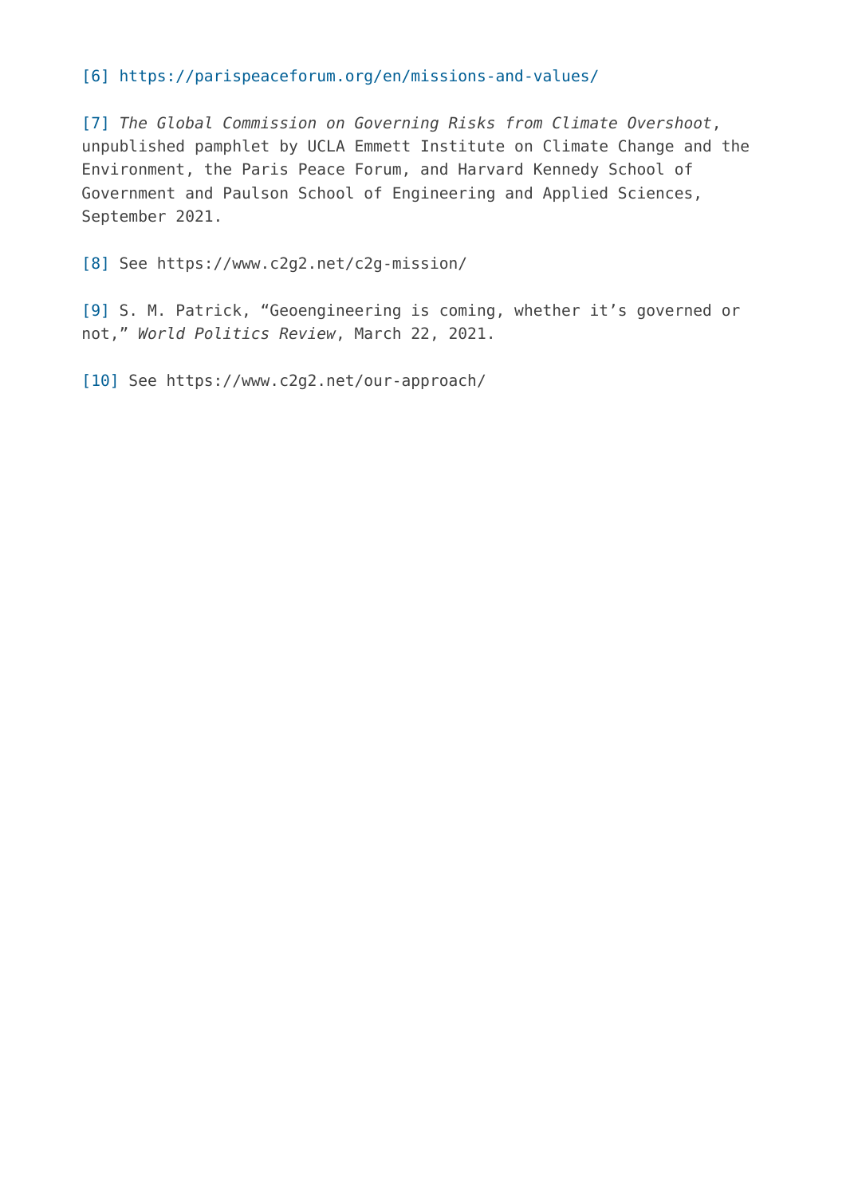[6] https://parispeaceforum.org/en/missions-and-values/

[7] *The Global Commission on Governing Risks from Climate Overshoot*, unpublished pamphlet by UCLA Emmett Institute on Climate Change and the Environment, the Paris Peace Forum, and Harvard Kennedy School of Government and Paulson School of Engineering and Applied Sciences, September 2021.

[8] See https://www.c2g2.net/c2g-mission/

[9] S. M. Patrick, "Geoengineering is coming, whether it's governed or not," *World Politics Review*, March 22, 2021.

[10] See https://www.c2g2.net/our-approach/